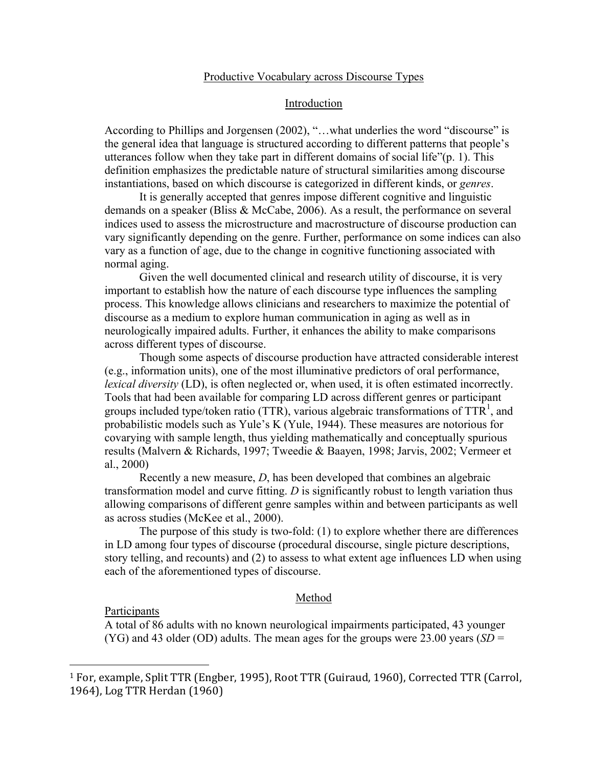# Productive Vocabulary across Discourse Types

## Introduction

According to Phillips and Jorgensen (2002), "…what underlies the word "discourse" is the general idea that language is structured according to different patterns that people's utterances follow when they take part in different domains of social life"(p. 1). This definition emphasizes the predictable nature of structural similarities among discourse instantiations, based on which discourse is categorized in different kinds, or *genres*.

It is generally accepted that genres impose different cognitive and linguistic demands on a speaker (Bliss & McCabe, 2006). As a result, the performance on several indices used to assess the microstructure and macrostructure of discourse production can vary significantly depending on the genre. Further, performance on some indices can also vary as a function of age, due to the change in cognitive functioning associated with normal aging.

Given the well documented clinical and research utility of discourse, it is very important to establish how the nature of each discourse type influences the sampling process. This knowledge allows clinicians and researchers to maximize the potential of discourse as a medium to explore human communication in aging as well as in neurologically impaired adults. Further, it enhances the ability to make comparisons across different types of discourse.

Though some aspects of discourse production have attracted considerable interest (e.g., information units), one of the most illuminative predictors of oral performance, *lexical diversity* (LD), is often neglected or, when used, it is often estimated incorrectly. Tools that had been available for comparing LD across different genres or participant groups included type/token ratio (TTR), various algebraic transformations of TTR[1], and probabilistic models such as Yule's K (Yule, 1944). These measures are notorious for covarying with sample length, thus yielding mathematically and conceptually spurious results (Malvern & Richards, 1997; Tweedie & Baayen, 1998; Jarvis, 2002; Vermeer et al., 2000)

Recently a new measure, *D*, has been developed that combines an algebraic transformation model and curve fitting. *D* is significantly robust to length variation thus allowing comparisons of different genre samples within and between participants as well as across studies (McKee et al., 2000).

The purpose of this study is two-fold: (1) to explore whether there are differences in LD among four types of discourse (procedural discourse, single picture descriptions, story telling, and recounts) and (2) to assess to what extent age influences LD when using each of the aforementioned types of discourse.

## Method

### Participants

A total of 86 adults with no known neurological impairments participated, 43 younger (YG) and 43 older (OD) adults. The mean ages for the groups were 23.00 years (*SD* =

[1] For, example, Split TTR (Engber, 1995), Root TTR (Guiraud, 1960), Corrected TTR (Carrol, 1964), Log TTR Herdan (1960)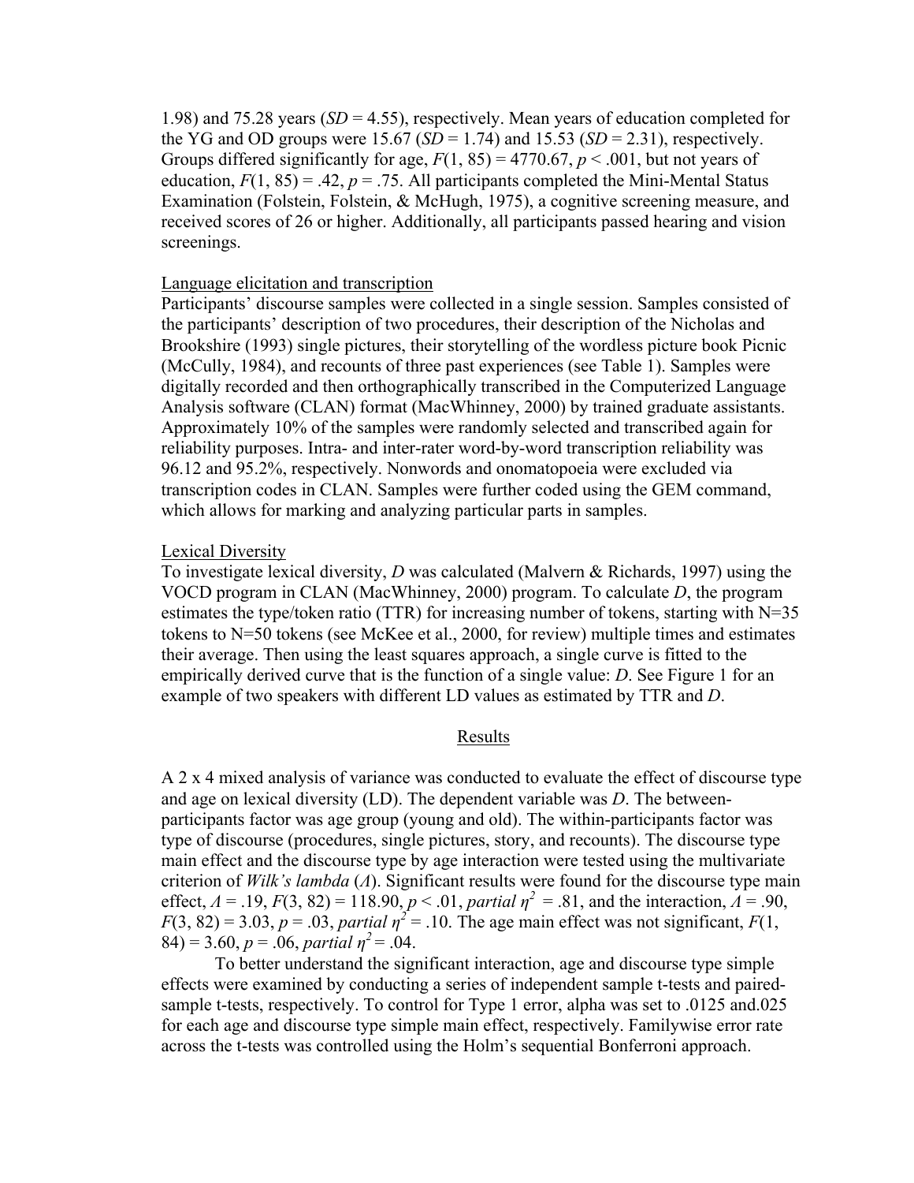1.98) and 75.28 years ($SD$ = 4.55), respectively. Mean years of education completed for the YG and OD groups were 15.67 ($SD$ = 1.74) and 15.53 ($SD$ = 2.31), respectively. Groups differed significantly for age, $F(1, 85) = 4770.67$, $p < .001$, but not years of education, $F(1, 85) = .42$, $p = .75$. All participants completed the Mini-Mental Status Examination (Folstein, Folstein, & McHugh, 1975), a cognitive screening measure, and received scores of 26 or higher. Additionally, all participants passed hearing and vision screenings.

Language elicitation and transcription

Participants' discourse samples were collected in a single session. Samples consisted of the participants' description of two procedures, their description of the Nicholas and Brookshire (1993) single pictures, their storytelling of the wordless picture book Picnic (McCully, 1984), and recounts of three past experiences (see Table 1). Samples were digitally recorded and then orthographically transcribed in the Computerized Language Analysis software (CLAN) format (MacWhinney, 2000) by trained graduate assistants. Approximately 10% of the samples were randomly selected and transcribed again for reliability purposes. Intra- and inter-rater word-by-word transcription reliability was 96.12 and 95.2%, respectively. Nonwords and onomatopoeia were excluded via transcription codes in CLAN. Samples were further coded using the GEM command, which allows for marking and analyzing particular parts in samples.

Lexical Diversity

To investigate lexical diversity, $D$ was calculated (Malvern & Richards, 1997) using the VOCD program in CLAN (MacWhinney, 2000) program. To calculate $D$, the program estimates the type/token ratio (TTR) for increasing number of tokens, starting with N=35 tokens to N=50 tokens (see McKee et al., 2000, for review) multiple times and estimates their average. Then using the least squares approach, a single curve is fitted to the empirically derived curve that is the function of a single value: $D$. See Figure 1 for an example of two speakers with different LD values as estimated by TTR and $D$.

## Results

A 2 x 4 mixed analysis of variance was conducted to evaluate the effect of discourse type and age on lexical diversity (LD). The dependent variable was $D$. The between-participants factor was age group (young and old). The within-participants factor was type of discourse (procedures, single pictures, story, and recounts). The discourse type main effect and the discourse type by age interaction were tested using the multivariate criterion of *Wilk's lambda* ($\Lambda$). Significant results were found for the discourse type main effect, $\Lambda = .19$, $F(3, 82) = 118.90$, $p < .01$, *partial* $\eta^2 = .81$, and the interaction, $\Lambda = .90$, $F(3, 82) = 3.03$, $p = .03$, *partial* $\eta^2 = .10$. The age main effect was not significant, $F(1, 84) = 3.60$, $p = .06$, *partial* $\eta^2 = .04$.

To better understand the significant interaction, age and discourse type simple effects were examined by conducting a series of independent sample t-tests and paired-sample t-tests, respectively. To control for Type 1 error, alpha was set to .0125 and.025 for each age and discourse type simple main effect, respectively. Familywise error rate across the t-tests was controlled using the Holm's sequential Bonferroni approach.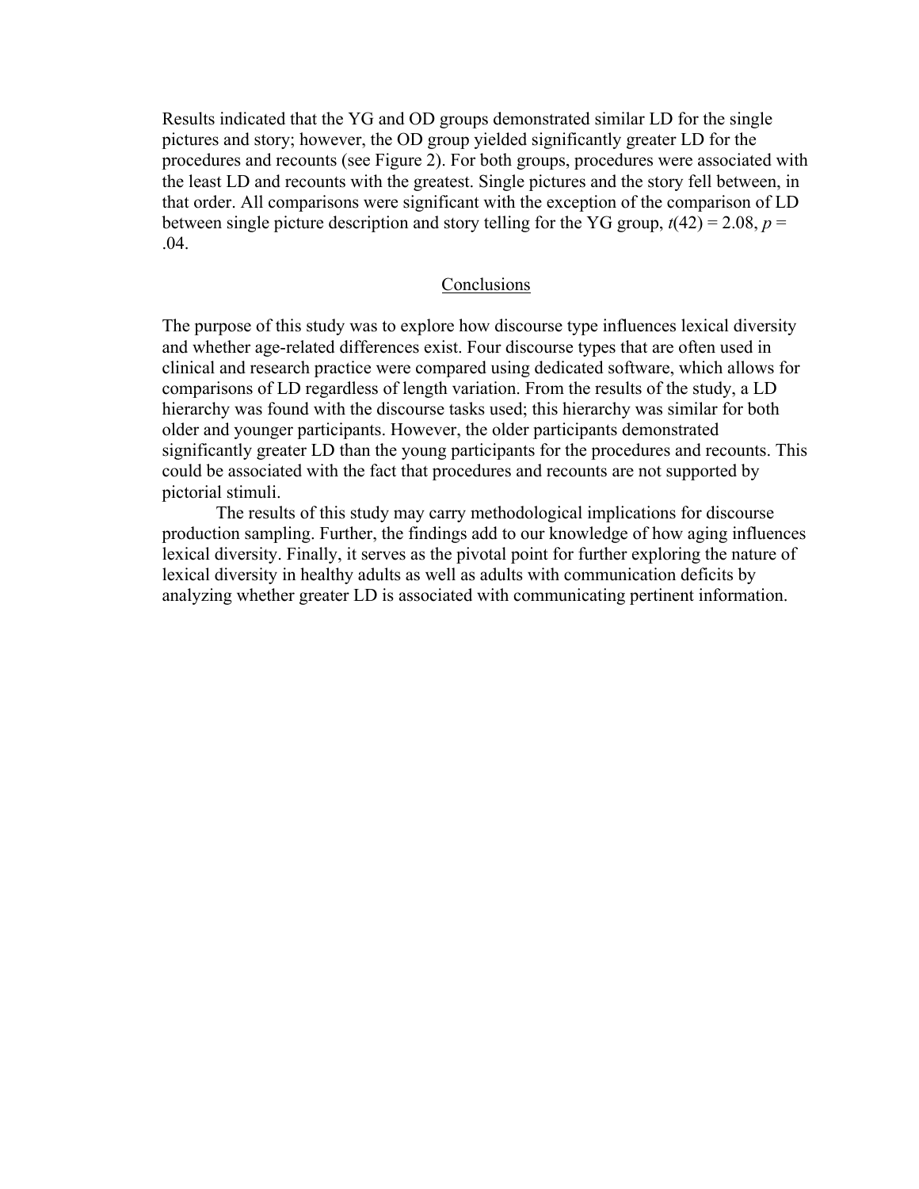Results indicated that the YG and OD groups demonstrated similar LD for the single pictures and story; however, the OD group yielded significantly greater LD for the procedures and recounts (see Figure 2). For both groups, procedures were associated with the least LD and recounts with the greatest. Single pictures and the story fell between, in that order. All comparisons were significant with the exception of the comparison of LD between single picture description and story telling for the YG group, $t(42) = 2.08$, $p = .04$.

## Conclusions

The purpose of this study was to explore how discourse type influences lexical diversity and whether age-related differences exist. Four discourse types that are often used in clinical and research practice were compared using dedicated software, which allows for comparisons of LD regardless of length variation. From the results of the study, a LD hierarchy was found with the discourse tasks used; this hierarchy was similar for both older and younger participants. However, the older participants demonstrated significantly greater LD than the young participants for the procedures and recounts. This could be associated with the fact that procedures and recounts are not supported by pictorial stimuli.

The results of this study may carry methodological implications for discourse production sampling. Further, the findings add to our knowledge of how aging influences lexical diversity. Finally, it serves as the pivotal point for further exploring the nature of lexical diversity in healthy adults as well as adults with communication deficits by analyzing whether greater LD is associated with communicating pertinent information.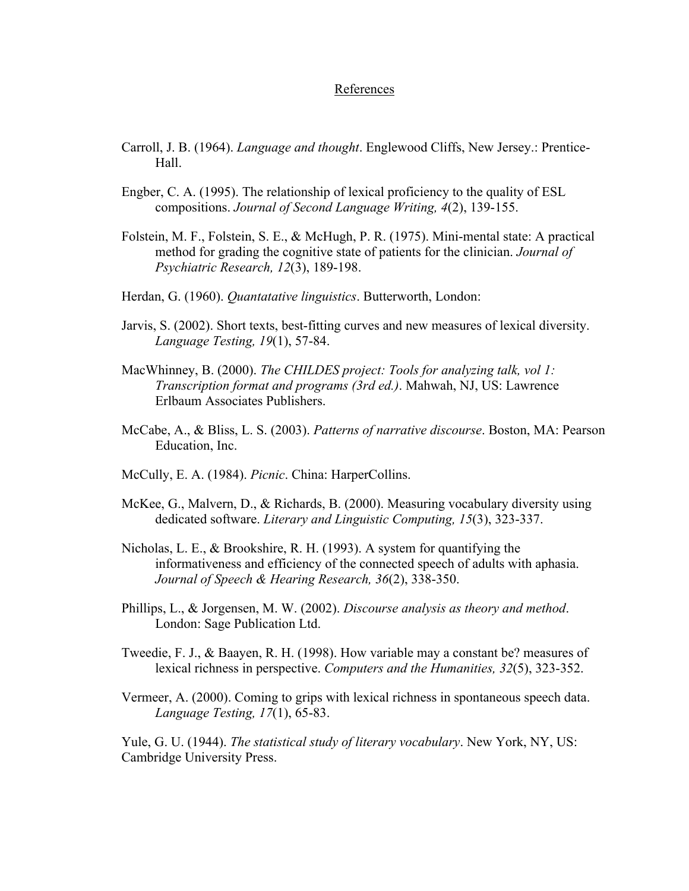# References

Carroll, J. B. (1964). *Language and thought*. Englewood Cliffs, New Jersey.: Prentice-Hall.

Engber, C. A. (1995). The relationship of lexical proficiency to the quality of ESL compositions. *Journal of Second Language Writing, 4*(2), 139-155.

Folstein, M. F., Folstein, S. E., & McHugh, P. R. (1975). Mini-mental state: A practical method for grading the cognitive state of patients for the clinician. *Journal of Psychiatric Research, 12*(3), 189-198.

Herdan, G. (1960). *Quantatative linguistics*. Butterworth, London:

Jarvis, S. (2002). Short texts, best-fitting curves and new measures of lexical diversity. *Language Testing, 19*(1), 57-84.

MacWhinney, B. (2000). *The CHILDES project: Tools for analyzing talk, vol 1: Transcription format and programs (3rd ed.)*. Mahwah, NJ, US: Lawrence Erlbaum Associates Publishers.

McCabe, A., & Bliss, L. S. (2003). *Patterns of narrative discourse*. Boston, MA: Pearson Education, Inc.

McCully, E. A. (1984). *Picnic*. China: HarperCollins.

McKee, G., Malvern, D., & Richards, B. (2000). Measuring vocabulary diversity using dedicated software. *Literary and Linguistic Computing, 15*(3), 323-337.

Nicholas, L. E., & Brookshire, R. H. (1993). A system for quantifying the informativeness and efficiency of the connected speech of adults with aphasia. *Journal of Speech & Hearing Research, 36*(2), 338-350.

Phillips, L., & Jorgensen, M. W. (2002). *Discourse analysis as theory and method*. London: Sage Publication Ltd.

Tweedie, F. J., & Baayen, R. H. (1998). How variable may a constant be? measures of lexical richness in perspective. *Computers and the Humanities, 32*(5), 323-352.

Vermeer, A. (2000). Coming to grips with lexical richness in spontaneous speech data. *Language Testing, 17*(1), 65-83.

Yule, G. U. (1944). *The statistical study of literary vocabulary*. New York, NY, US: Cambridge University Press.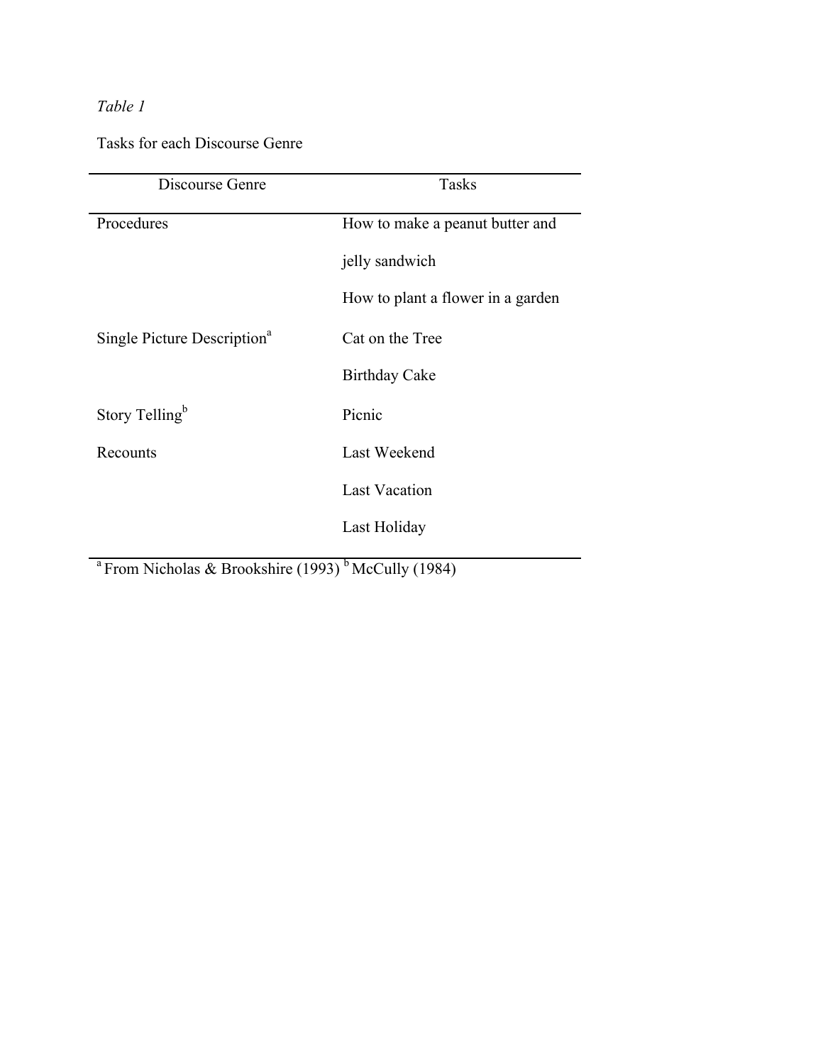*Table 1*

Tasks for each Discourse Genre

| Discourse Genre | Tasks |
|---|---|
| Procedures | How to make a peanut butter and jelly sandwich |
| | How to plant a flower in a garden |
| Single Picture Description[a] | Cat on the Tree |
| | Birthday Cake |
| Story Telling[b] | Picnic |
| Recounts | Last Weekend |
| | Last Vacation |
| | Last Holiday |

[a] From Nicholas & Brookshire (1993) [b] McCully (1984)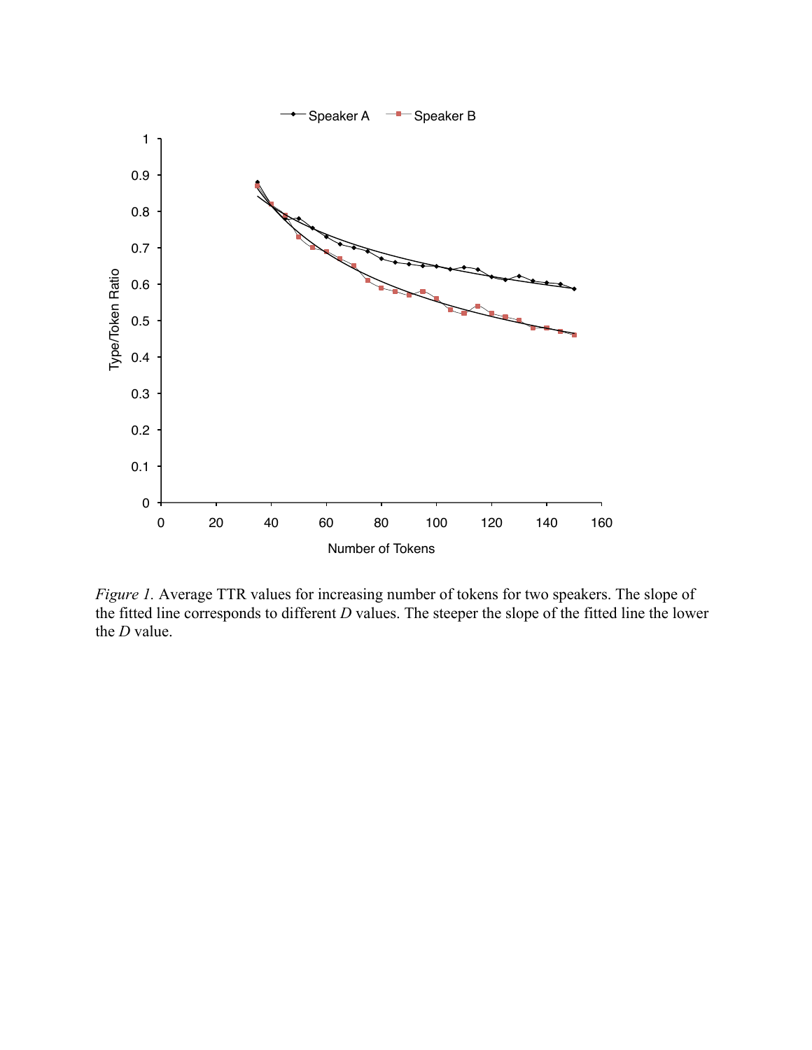*Figure 1.* Average TTR values for increasing number of tokens for two speakers. The slope of the fitted line corresponds to different *D* values. The steeper the slope of the fitted line the lower the *D* value.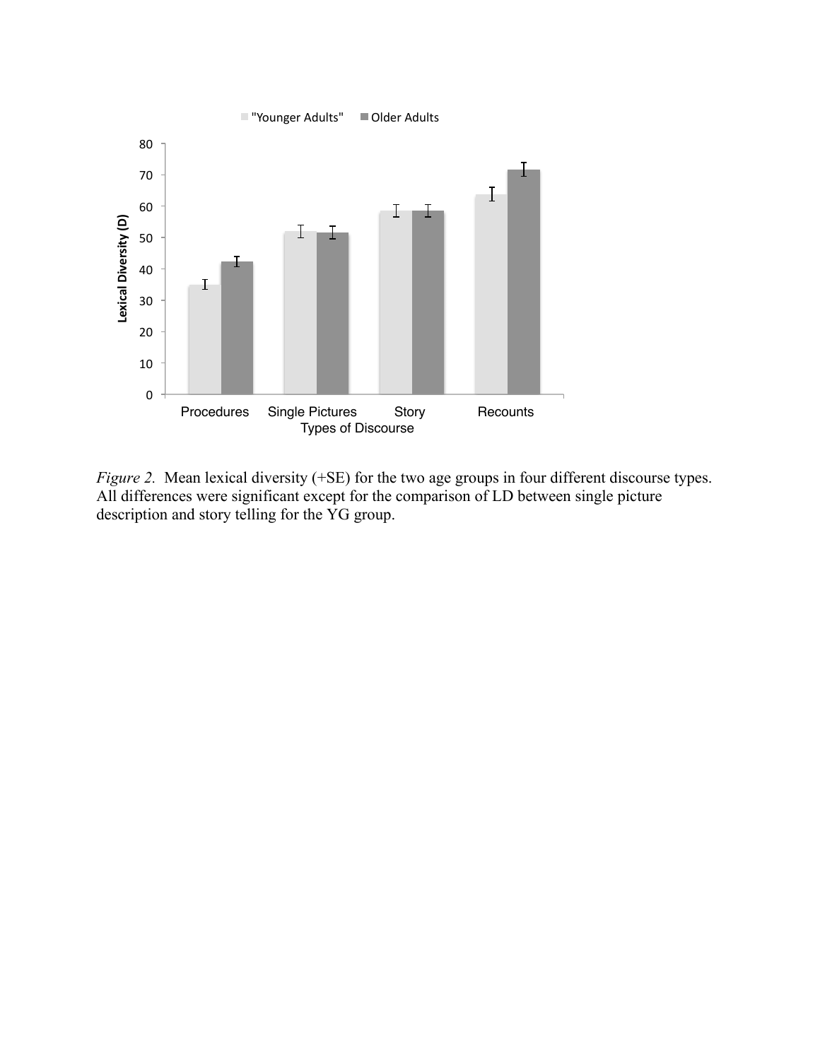"Younger Adults" Older Adults

Lexical Diversity (D)

80
70
60
50
40
30
20
10
0

Procedures Single Pictures Story Recounts

Types of Discourse

*Figure 2.* Mean lexical diversity (+SE) for the two age groups in four different discourse types. All differences were significant except for the comparison of LD between single picture description and story telling for the YG group.